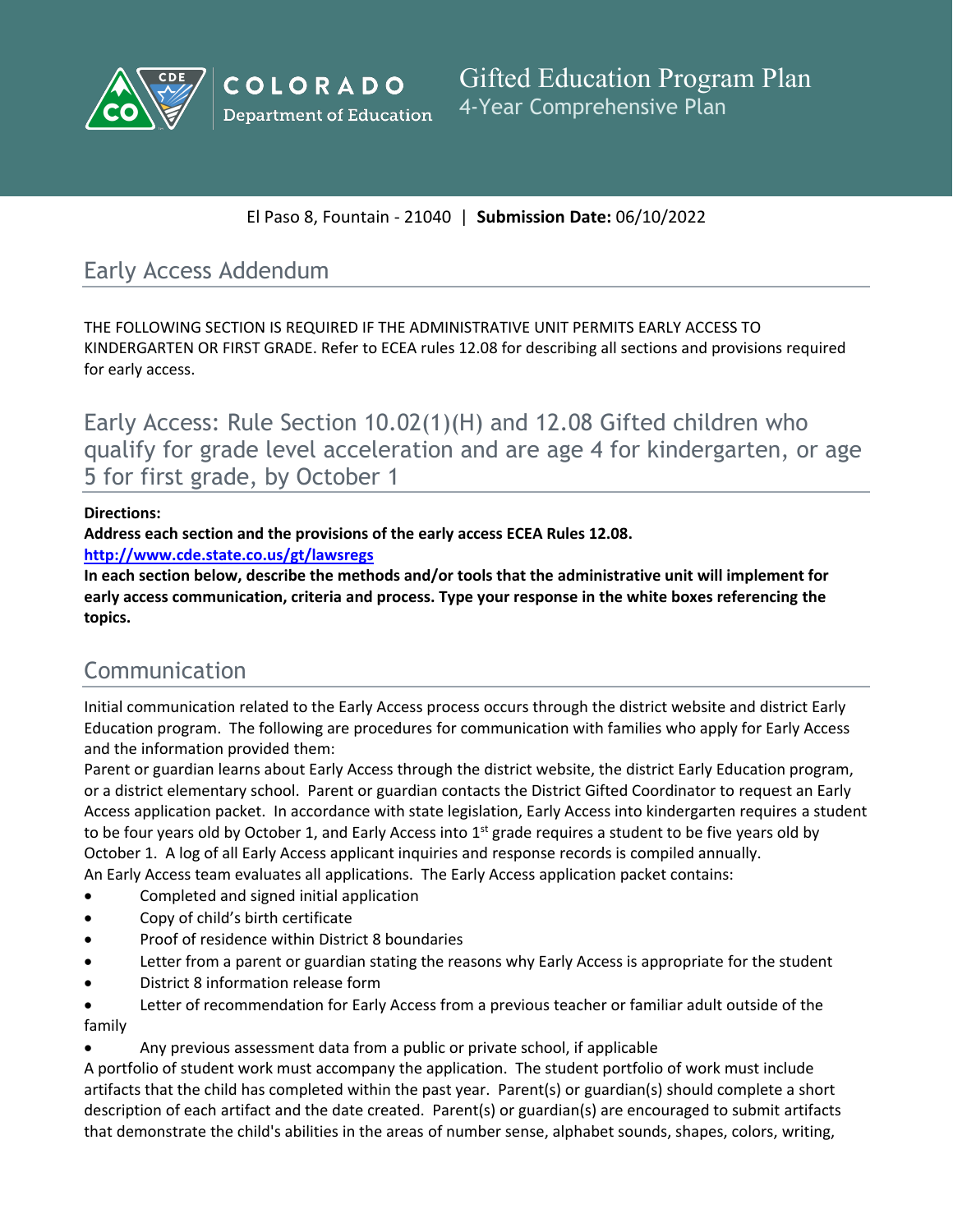COLORADO Department of Education

# Gifted Education Program Plan
4-Year Comprehensive Plan

El Paso 8, Fountain - 21040 | **Submission Date:** 06/10/2022

## Early Access Addendum

THE FOLLOWING SECTION IS REQUIRED IF THE ADMINISTRATIVE UNIT PERMITS EARLY ACCESS TO KINDERGARTEN OR FIRST GRADE. Refer to ECEA rules 12.08 for describing all sections and provisions required for early access.

## Early Access: Rule Section 10.02(1)(H) and 12.08 Gifted children who qualify for grade level acceleration and are age 4 for kindergarten, or age 5 for first grade, by October 1

**Directions:**
**Address each section and the provisions of the early access ECEA Rules 12.08.**
**[http://www.cde.state.co.us/gt/lawsregs](http://www.cde.state.co.us/gt/lawsregs)**
**In each section below, describe the methods and/or tools that the administrative unit will implement for early access communication, criteria and process. Type your response in the white boxes referencing the topics.**

## Communication

Initial communication related to the Early Access process occurs through the district website and district Early Education program. The following are procedures for communication with families who apply for Early Access and the information provided them:
Parent or guardian learns about Early Access through the district website, the district Early Education program, or a district elementary school. Parent or guardian contacts the District Gifted Coordinator to request an Early Access application packet. In accordance with state legislation, Early Access into kindergarten requires a student to be four years old by October 1, and Early Access into 1st grade requires a student to be five years old by October 1. A log of all Early Access applicant inquiries and response records is compiled annually.
An Early Access team evaluates all applications. The Early Access application packet contains:

- Completed and signed initial application
- Copy of child's birth certificate
- Proof of residence within District 8 boundaries
- Letter from a parent or guardian stating the reasons why Early Access is appropriate for the student
- District 8 information release form
- Letter of recommendation for Early Access from a previous teacher or familiar adult outside of the family
- Any previous assessment data from a public or private school, if applicable

A portfolio of student work must accompany the application. The student portfolio of work must include artifacts that the child has completed within the past year. Parent(s) or guardian(s) should complete a short description of each artifact and the date created. Parent(s) or guardian(s) are encouraged to submit artifacts that demonstrate the child's abilities in the areas of number sense, alphabet sounds, shapes, colors, writing,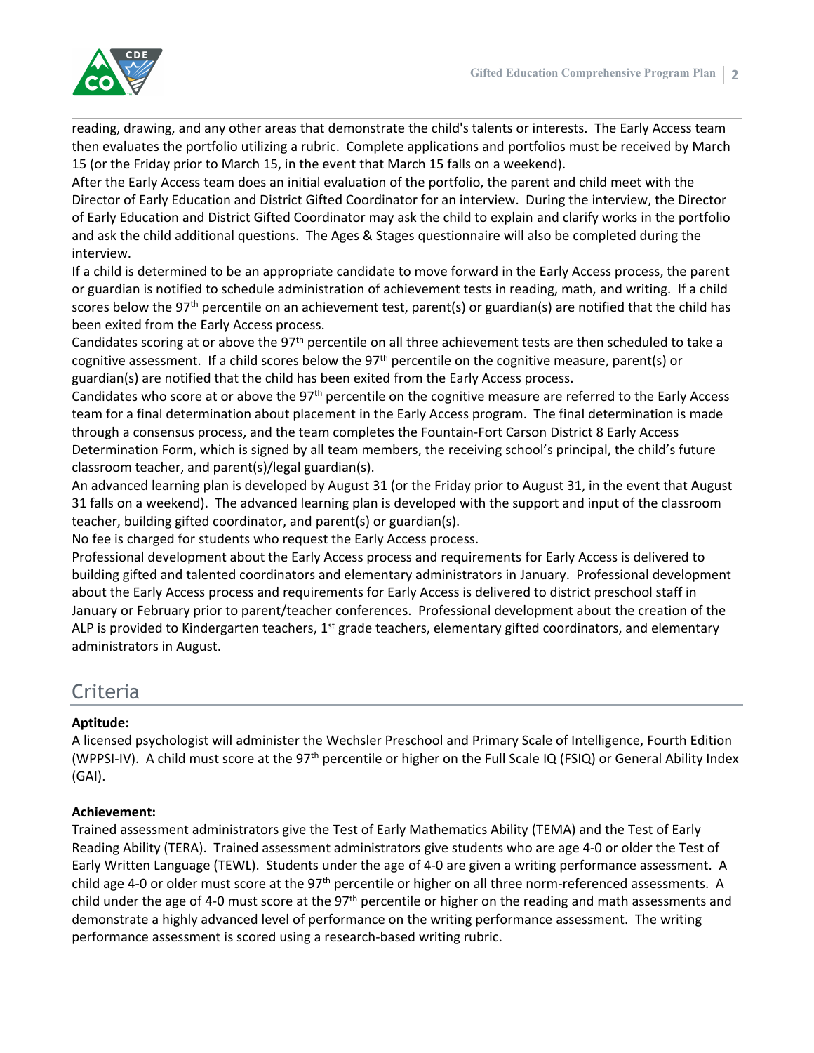reading, drawing, and any other areas that demonstrate the child's talents or interests. The Early Access team then evaluates the portfolio utilizing a rubric. Complete applications and portfolios must be received by March 15 (or the Friday prior to March 15, in the event that March 15 falls on a weekend).

After the Early Access team does an initial evaluation of the portfolio, the parent and child meet with the Director of Early Education and District Gifted Coordinator for an interview. During the interview, the Director of Early Education and District Gifted Coordinator may ask the child to explain and clarify works in the portfolio and ask the child additional questions. The Ages & Stages questionnaire will also be completed during the interview.

If a child is determined to be an appropriate candidate to move forward in the Early Access process, the parent or guardian is notified to schedule administration of achievement tests in reading, math, and writing. If a child scores below the 97th percentile on an achievement test, parent(s) or guardian(s) are notified that the child has been exited from the Early Access process.

Candidates scoring at or above the 97th percentile on all three achievement tests are then scheduled to take a cognitive assessment. If a child scores below the 97th percentile on the cognitive measure, parent(s) or guardian(s) are notified that the child has been exited from the Early Access process.

Candidates who score at or above the 97th percentile on the cognitive measure are referred to the Early Access team for a final determination about placement in the Early Access program. The final determination is made through a consensus process, and the team completes the Fountain-Fort Carson District 8 Early Access Determination Form, which is signed by all team members, the receiving school's principal, the child's future classroom teacher, and parent(s)/legal guardian(s).

An advanced learning plan is developed by August 31 (or the Friday prior to August 31, in the event that August 31 falls on a weekend). The advanced learning plan is developed with the support and input of the classroom teacher, building gifted coordinator, and parent(s) or guardian(s).

No fee is charged for students who request the Early Access process.

Professional development about the Early Access process and requirements for Early Access is delivered to building gifted and talented coordinators and elementary administrators in January. Professional development about the Early Access process and requirements for Early Access is delivered to district preschool staff in January or February prior to parent/teacher conferences. Professional development about the creation of the ALP is provided to Kindergarten teachers, 1st grade teachers, elementary gifted coordinators, and elementary administrators in August.

## Criteria

**Aptitude:**

A licensed psychologist will administer the Wechsler Preschool and Primary Scale of Intelligence, Fourth Edition (WPPSI-IV). A child must score at the 97th percentile or higher on the Full Scale IQ (FSIQ) or General Ability Index (GAI).

**Achievement:**

Trained assessment administrators give the Test of Early Mathematics Ability (TEMA) and the Test of Early Reading Ability (TERA). Trained assessment administrators give students who are age 4-0 or older the Test of Early Written Language (TEWL). Students under the age of 4-0 are given a writing performance assessment. A child age 4-0 or older must score at the 97th percentile or higher on all three norm-referenced assessments. A child under the age of 4-0 must score at the 97th percentile or higher on the reading and math assessments and demonstrate a highly advanced level of performance on the writing performance assessment. The writing performance assessment is scored using a research-based writing rubric.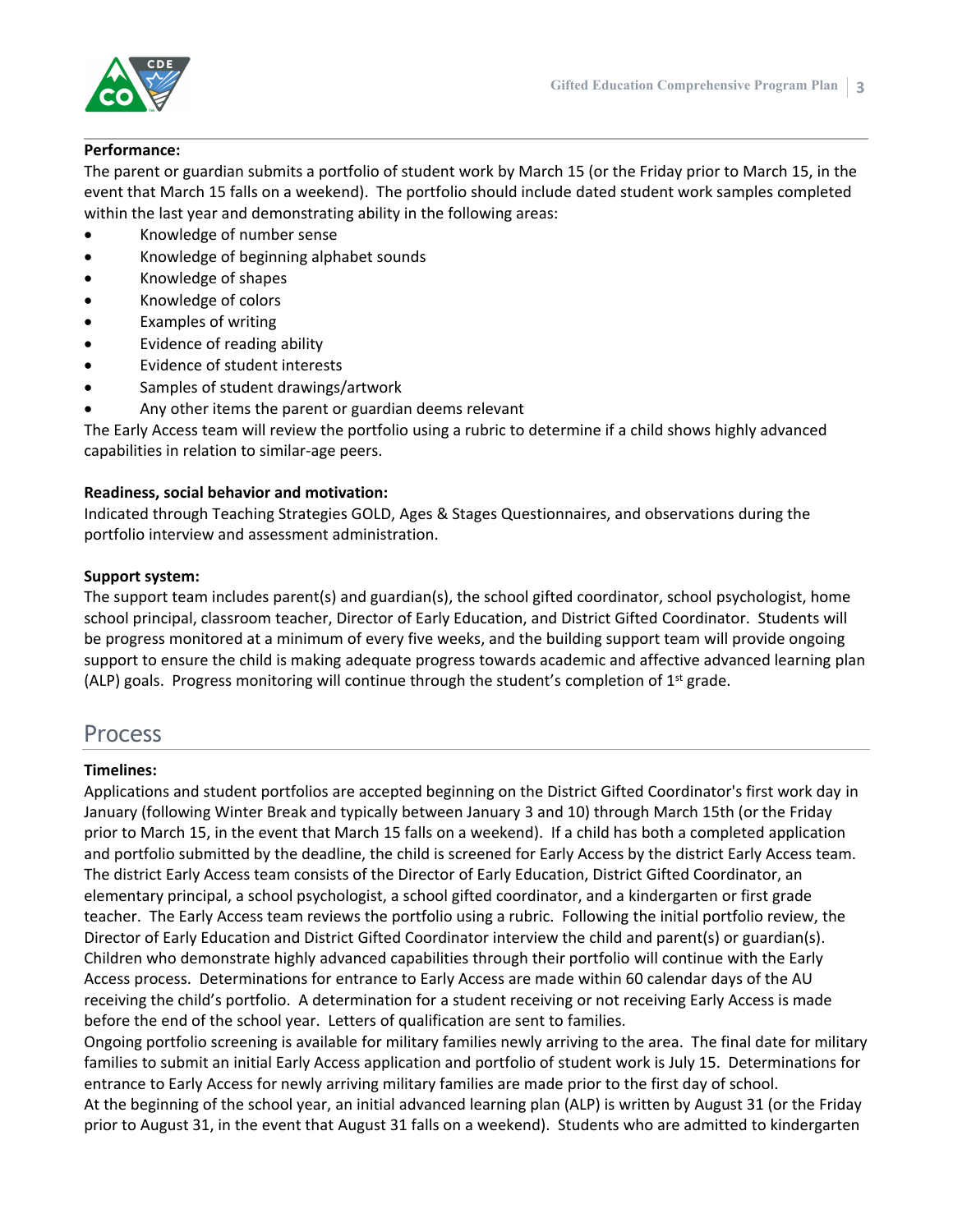**Performance:**

The parent or guardian submits a portfolio of student work by March 15 (or the Friday prior to March 15, in the event that March 15 falls on a weekend). The portfolio should include dated student work samples completed within the last year and demonstrating ability in the following areas:

- Knowledge of number sense
- Knowledge of beginning alphabet sounds
- Knowledge of shapes
- Knowledge of colors
- Examples of writing
- Evidence of reading ability
- Evidence of student interests
- Samples of student drawings/artwork
- Any other items the parent or guardian deems relevant

The Early Access team will review the portfolio using a rubric to determine if a child shows highly advanced capabilities in relation to similar-age peers.

**Readiness, social behavior and motivation:**

Indicated through Teaching Strategies GOLD, Ages & Stages Questionnaires, and observations during the portfolio interview and assessment administration.

**Support system:**

The support team includes parent(s) and guardian(s), the school gifted coordinator, school psychologist, home school principal, classroom teacher, Director of Early Education, and District Gifted Coordinator. Students will be progress monitored at a minimum of every five weeks, and the building support team will provide ongoing support to ensure the child is making adequate progress towards academic and affective advanced learning plan (ALP) goals. Progress monitoring will continue through the student's completion of 1st grade.

## Process

**Timelines:**

Applications and student portfolios are accepted beginning on the District Gifted Coordinator's first work day in January (following Winter Break and typically between January 3 and 10) through March 15th (or the Friday prior to March 15, in the event that March 15 falls on a weekend). If a child has both a completed application and portfolio submitted by the deadline, the child is screened for Early Access by the district Early Access team. The district Early Access team consists of the Director of Early Education, District Gifted Coordinator, an elementary principal, a school psychologist, a school gifted coordinator, and a kindergarten or first grade teacher. The Early Access team reviews the portfolio using a rubric. Following the initial portfolio review, the Director of Early Education and District Gifted Coordinator interview the child and parent(s) or guardian(s). Children who demonstrate highly advanced capabilities through their portfolio will continue with the Early Access process. Determinations for entrance to Early Access are made within 60 calendar days of the AU receiving the child's portfolio. A determination for a student receiving or not receiving Early Access is made before the end of the school year. Letters of qualification are sent to families.

Ongoing portfolio screening is available for military families newly arriving to the area. The final date for military families to submit an initial Early Access application and portfolio of student work is July 15. Determinations for entrance to Early Access for newly arriving military families are made prior to the first day of school.

At the beginning of the school year, an initial advanced learning plan (ALP) is written by August 31 (or the Friday prior to August 31, in the event that August 31 falls on a weekend). Students who are admitted to kindergarten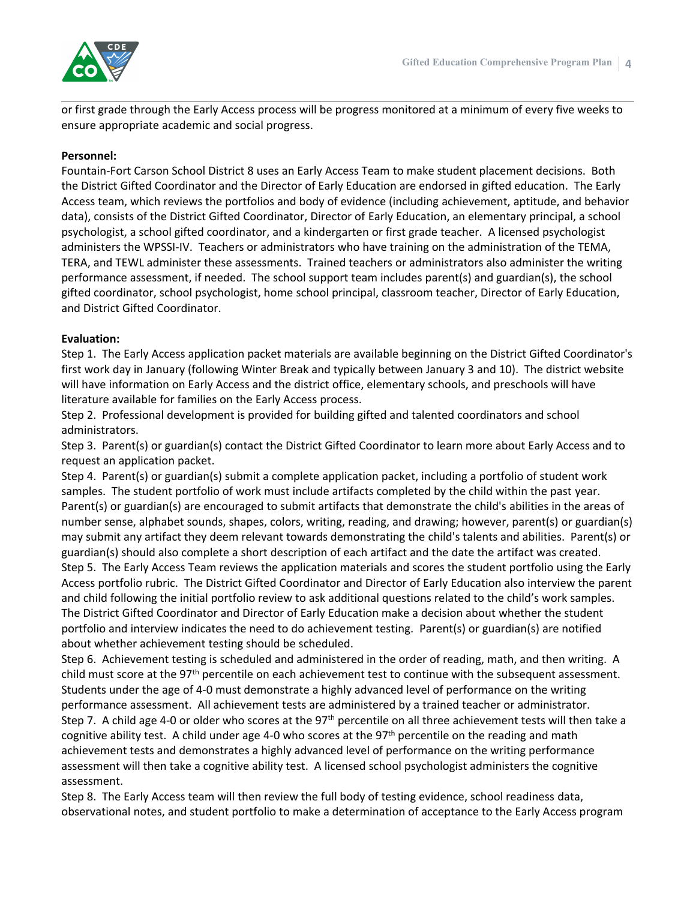or first grade through the Early Access process will be progress monitored at a minimum of every five weeks to ensure appropriate academic and social progress.

**Personnel:**
Fountain-Fort Carson School District 8 uses an Early Access Team to make student placement decisions. Both the District Gifted Coordinator and the Director of Early Education are endorsed in gifted education. The Early Access team, which reviews the portfolios and body of evidence (including achievement, aptitude, and behavior data), consists of the District Gifted Coordinator, Director of Early Education, an elementary principal, a school psychologist, a school gifted coordinator, and a kindergarten or first grade teacher. A licensed psychologist administers the WPSSI-IV. Teachers or administrators who have training on the administration of the TEMA, TERA, and TEWL administer these assessments. Trained teachers or administrators also administer the writing performance assessment, if needed. The school support team includes parent(s) and guardian(s), the school gifted coordinator, school psychologist, home school principal, classroom teacher, Director of Early Education, and District Gifted Coordinator.

**Evaluation:**
Step 1. The Early Access application packet materials are available beginning on the District Gifted Coordinator's first work day in January (following Winter Break and typically between January 3 and 10). The district website will have information on Early Access and the district office, elementary schools, and preschools will have literature available for families on the Early Access process.
Step 2. Professional development is provided for building gifted and talented coordinators and school administrators.
Step 3. Parent(s) or guardian(s) contact the District Gifted Coordinator to learn more about Early Access and to request an application packet.
Step 4. Parent(s) or guardian(s) submit a complete application packet, including a portfolio of student work samples. The student portfolio of work must include artifacts completed by the child within the past year. Parent(s) or guardian(s) are encouraged to submit artifacts that demonstrate the child's abilities in the areas of number sense, alphabet sounds, shapes, colors, writing, reading, and drawing; however, parent(s) or guardian(s) may submit any artifact they deem relevant towards demonstrating the child's talents and abilities. Parent(s) or guardian(s) should also complete a short description of each artifact and the date the artifact was created.
Step 5. The Early Access Team reviews the application materials and scores the student portfolio using the Early Access portfolio rubric. The District Gifted Coordinator and Director of Early Education also interview the parent and child following the initial portfolio review to ask additional questions related to the child's work samples. The District Gifted Coordinator and Director of Early Education make a decision about whether the student portfolio and interview indicates the need to do achievement testing. Parent(s) or guardian(s) are notified about whether achievement testing should be scheduled.
Step 6. Achievement testing is scheduled and administered in the order of reading, math, and then writing. A child must score at the 97th percentile on each achievement test to continue with the subsequent assessment. Students under the age of 4-0 must demonstrate a highly advanced level of performance on the writing performance assessment. All achievement tests are administered by a trained teacher or administrator.
Step 7. A child age 4-0 or older who scores at the 97th percentile on all three achievement tests will then take a cognitive ability test. A child under age 4-0 who scores at the 97th percentile on the reading and math achievement tests and demonstrates a highly advanced level of performance on the writing performance assessment will then take a cognitive ability test. A licensed school psychologist administers the cognitive assessment.
Step 8. The Early Access team will then review the full body of testing evidence, school readiness data, observational notes, and student portfolio to make a determination of acceptance to the Early Access program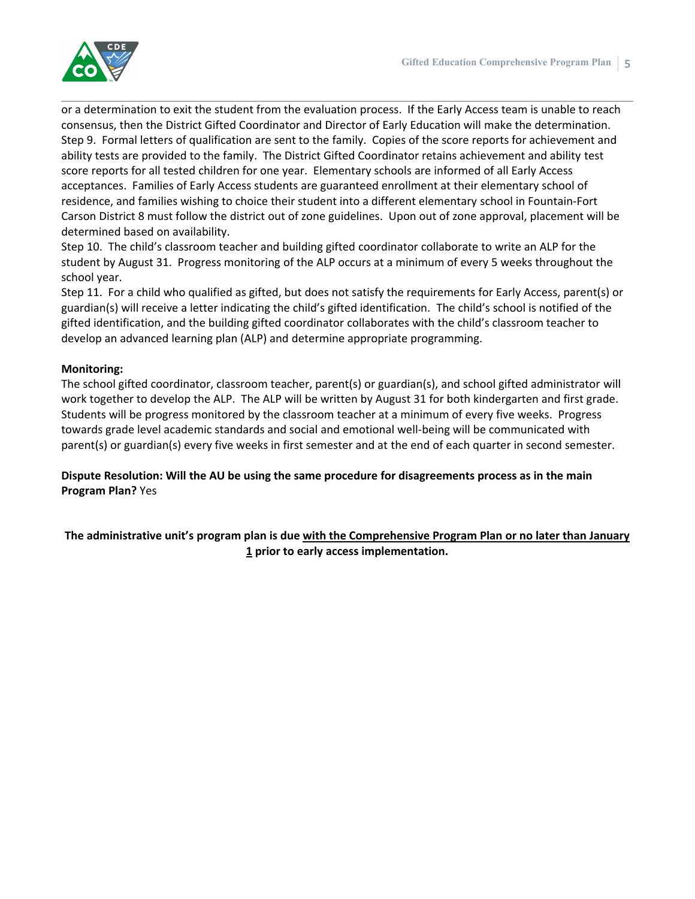or a determination to exit the student from the evaluation process. If the Early Access team is unable to reach consensus, then the District Gifted Coordinator and Director of Early Education will make the determination.

Step 9. Formal letters of qualification are sent to the family. Copies of the score reports for achievement and ability tests are provided to the family. The District Gifted Coordinator retains achievement and ability test score reports for all tested children for one year. Elementary schools are informed of all Early Access acceptances. Families of Early Access students are guaranteed enrollment at their elementary school of residence, and families wishing to choice their student into a different elementary school in Fountain-Fort Carson District 8 must follow the district out of zone guidelines. Upon out of zone approval, placement will be determined based on availability.

Step 10. The child's classroom teacher and building gifted coordinator collaborate to write an ALP for the student by August 31. Progress monitoring of the ALP occurs at a minimum of every 5 weeks throughout the school year.

Step 11. For a child who qualified as gifted, but does not satisfy the requirements for Early Access, parent(s) or guardian(s) will receive a letter indicating the child's gifted identification. The child's school is notified of the gifted identification, and the building gifted coordinator collaborates with the child's classroom teacher to develop an advanced learning plan (ALP) and determine appropriate programming.

**Monitoring:**

The school gifted coordinator, classroom teacher, parent(s) or guardian(s), and school gifted administrator will work together to develop the ALP. The ALP will be written by August 31 for both kindergarten and first grade. Students will be progress monitored by the classroom teacher at a minimum of every five weeks. Progress towards grade level academic standards and social and emotional well-being will be communicated with parent(s) or guardian(s) every five weeks in first semester and at the end of each quarter in second semester.

**Dispute Resolution: Will the AU be using the same procedure for disagreements process as in the main Program Plan?** Yes

**The administrative unit's program plan is due <u>with the Comprehensive Program Plan or no later than January 1</u> prior to early access implementation.**